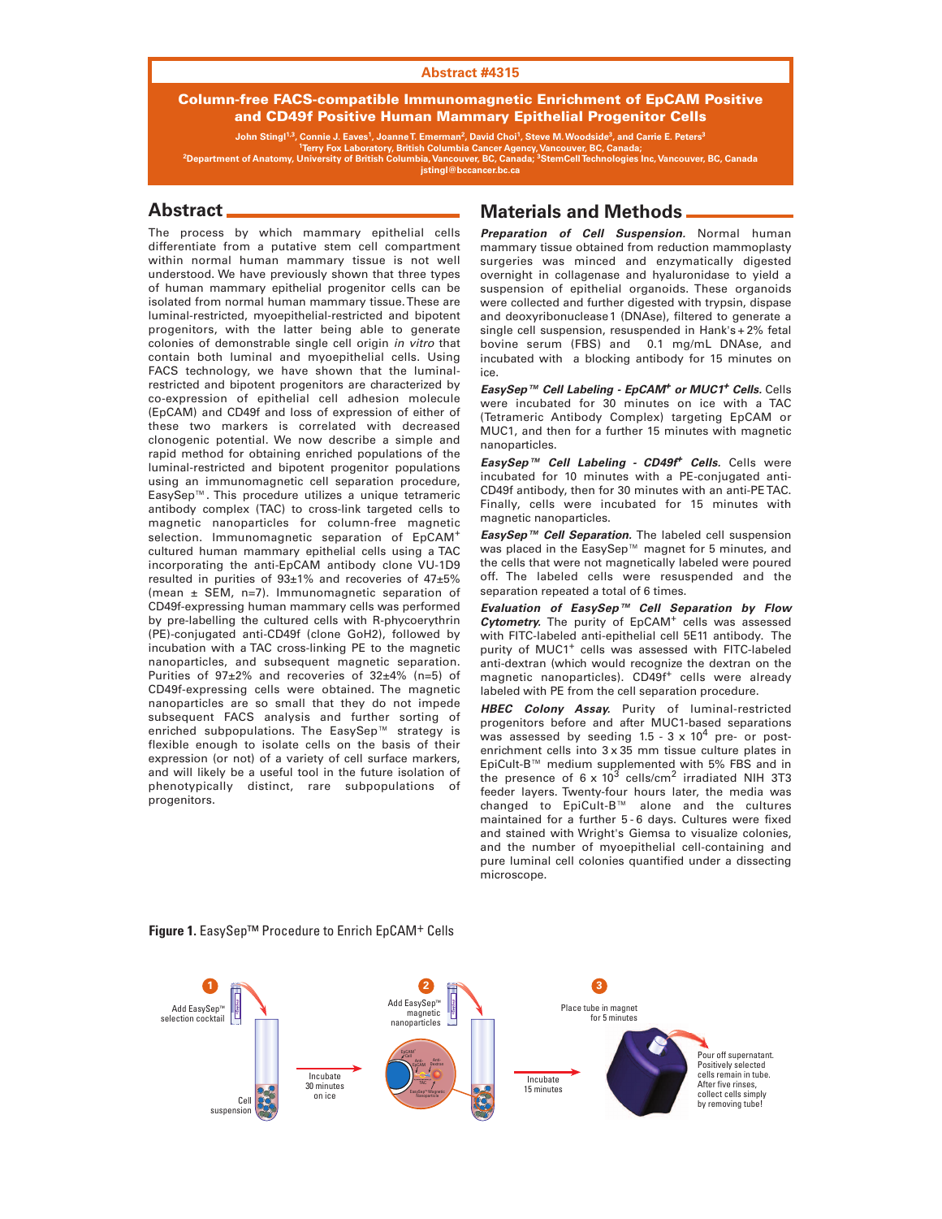Abstract #4315

# Column-free FACS-compatible Immunomagnetic Enrichment of EpCAM Positive and CD49f Positive Human Mammary Epithelial Progenitor Cells

John Stingl[1,3], Connie J. Eaves[1], Joanne T. Emerman[2], David Choi[1], Steve M. Woodside[3], and Carrie E. Peters[3]

[1]Terry Fox Laboratory, British Columbia Cancer Agency, Vancouver, BC, Canada;
[2]Department of Anatomy, University of British Columbia, Vancouver, BC, Canada; [3]StemCell Technologies Inc, Vancouver, BC, Canada
jstingl@bccancer.bc.ca

## Abstract

The process by which mammary epithelial cells differentiate from a putative stem cell compartment within normal human mammary tissue is not well understood. We have previously shown that three types of human mammary epithelial progenitor cells can be isolated from normal human mammary tissue. These are luminal-restricted, myoepithelial-restricted and bipotent progenitors, with the latter being able to generate colonies of demonstrable single cell origin *in vitro* that contain both luminal and myoepithelial cells. Using FACS technology, we have shown that the luminal-restricted and bipotent progenitors are characterized by co-expression of epithelial cell adhesion molecule (EpCAM) and CD49f and loss of expression of either of these two markers is correlated with decreased clonogenic potential. We now describe a simple and rapid method for obtaining enriched populations of the luminal-restricted and bipotent progenitor populations using an immunomagnetic cell separation procedure, EasySep™. This procedure utilizes a unique tetrameric antibody complex (TAC) to cross-link targeted cells to magnetic nanoparticles for column-free magnetic selection. Immunomagnetic separation of EpCAM$^+$ cultured human mammary epithelial cells using a TAC incorporating the anti-EpCAM antibody clone VU-1D9 resulted in purities of 93±1% and recoveries of 47±5% (mean ± SEM, n=7). Immunomagnetic separation of CD49f-expressing human mammary cells was performed by pre-labelling the cultured cells with R-phycoerythrin (PE)-conjugated anti-CD49f (clone GoH2), followed by incubation with a TAC cross-linking PE to the magnetic nanoparticles, and subsequent magnetic separation. Purities of 97±2% and recoveries of 32±4% (n=5) of CD49f-expressing cells were obtained. The magnetic nanoparticles are so small that they do not impede subsequent FACS analysis and further sorting of enriched subpopulations. The EasySep™ strategy is flexible enough to isolate cells on the basis of their expression (or not) of a variety of cell surface markers, and will likely be a useful tool in the future isolation of phenotypically distinct, rare subpopulations of progenitors.

## Materials and Methods

***Preparation of Cell Suspension.*** Normal human mammary tissue obtained from reduction mammoplasty surgeries was minced and enzymatically digested overnight in collagenase and hyaluronidase to yield a suspension of epithelial organoids. These organoids were collected and further digested with trypsin, dispase and deoxyribonuclease 1 (DNAse), filtered to generate a single cell suspension, resuspended in Hank's + 2% fetal bovine serum (FBS) and 0.1 mg/mL DNAse, and incubated with a blocking antibody for 15 minutes on ice.

***EasySep™ Cell Labeling - EpCAM$^+$ or MUC1$^+$ Cells.*** Cells were incubated for 30 minutes on ice with a TAC (Tetrameric Antibody Complex) targeting EpCAM or MUC1, and then for a further 15 minutes with magnetic nanoparticles.

***EasySep™ Cell Labeling - CD49f$^+$ Cells.*** Cells were incubated for 10 minutes with a PE-conjugated anti-CD49f antibody, then for 30 minutes with an anti-PE TAC. Finally, cells were incubated for 15 minutes with magnetic nanoparticles.

***EasySep™ Cell Separation.*** The labeled cell suspension was placed in the EasySep™ magnet for 5 minutes, and the cells that were not magnetically labeled were poured off. The labeled cells were resuspended and the separation repeated a total of 6 times.

***Evaluation of EasySep™ Cell Separation by Flow Cytometry.*** The purity of EpCAM$^+$ cells was assessed with FITC-labeled anti-epithelial cell 5E11 antibody. The purity of MUC1$^+$ cells was assessed with FITC-labeled anti-dextran (which would recognize the dextran on the magnetic nanoparticles). CD49f$^+$ cells were already labeled with PE from the cell separation procedure.

***HBEC Colony Assay.*** Purity of luminal-restricted progenitors before and after MUC1-based separations was assessed by seeding 1.5 - 3 x $10^4$ pre- or post-enrichment cells into 3 x 35 mm tissue culture plates in EpiCult-B™ medium supplemented with 5% FBS and in the presence of 6 x $10^3$ cells/cm$^2$ irradiated NIH 3T3 feeder layers. Twenty-four hours later, the media was changed to EpiCult-B™ alone and the cultures maintained for a further 5 - 6 days. Cultures were fixed and stained with Wright's Giemsa to visualize colonies, and the number of myoepithelial cell-containing and pure luminal cell colonies quantified under a dissecting microscope.

**Figure 1.** EasySep™ Procedure to Enrich EpCAM+ Cells

1. Add EasySep™ selection cocktail — Cell suspension — Incubate 30 minutes on ice
2. Add EasySep™ magnetic nanoparticles — Incubate 15 minutes
3. Place tube in magnet for 5 minutes — Pour off supernatant. Positively selected cells remain in tube. After five rinses, collect cells simply by removing tube!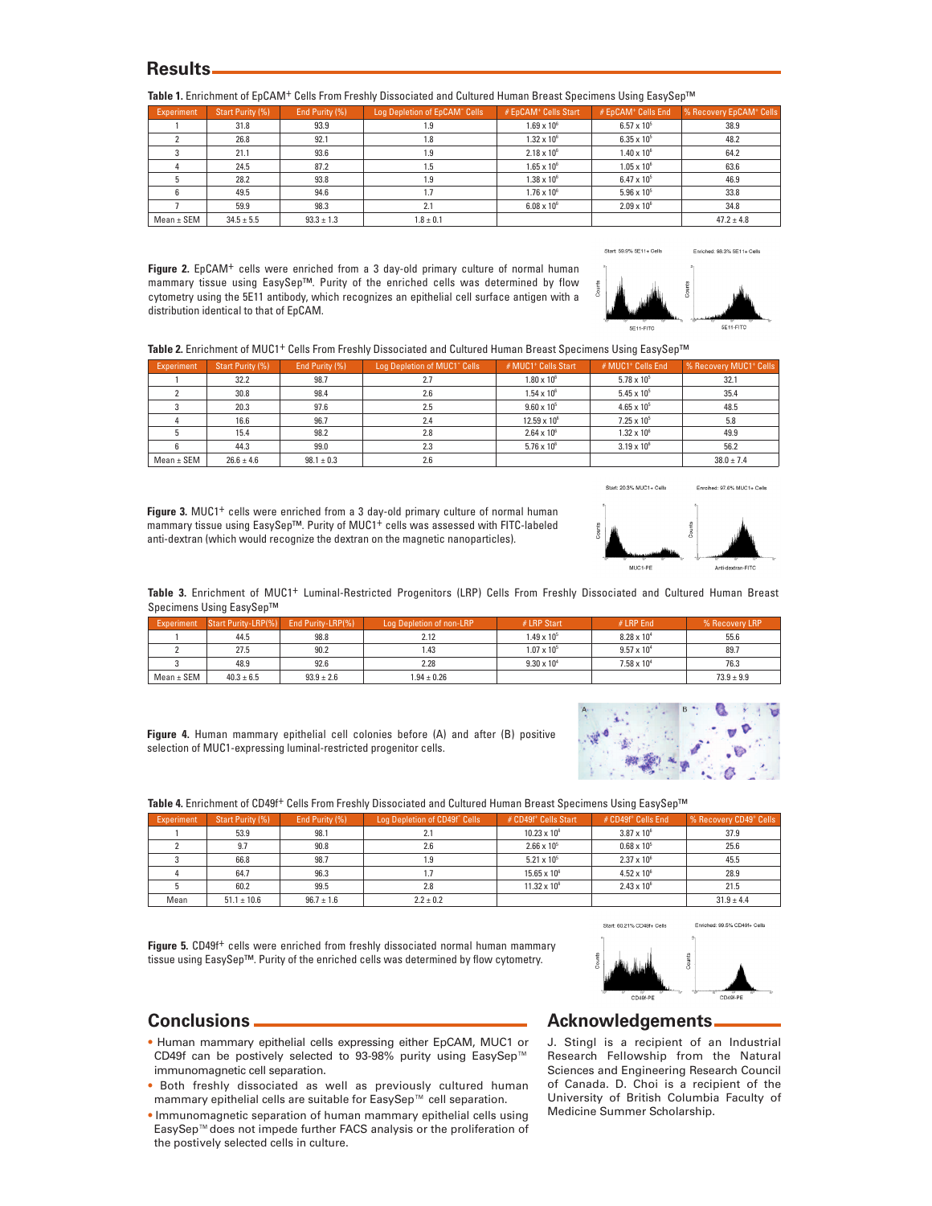## Results

**Table 1.** Enrichment of EpCAM+ Cells From Freshly Dissociated and Cultured Human Breast Specimens Using EasySep™

| Experiment | Start Purity (%) | End Purity (%) | Log Depletion of EpCAM⁻ Cells | # EpCAM+ Cells Start | # EpCAM+ Cells End | % Recovery EpCAM+ Cells |
|---|---|---|---|---|---|---|
| 1 | 31.8 | 93.9 | 1.9 | $1.69 \times 10^6$ | $6.57 \times 10^5$ | 38.9 |
| 2 | 26.8 | 92.1 | 1.8 | $1.32 \times 10^6$ | $6.35 \times 10^5$ | 48.2 |
| 3 | 21.1 | 93.6 | 1.9 | $2.18 \times 10^6$ | $1.40 \times 10^6$ | 64.2 |
| 4 | 24.5 | 87.2 | 1.5 | $1.65 \times 10^6$ | $1.05 \times 10^6$ | 63.6 |
| 5 | 28.2 | 93.8 | 1.9 | $1.38 \times 10^6$ | $6.47 \times 10^5$ | 46.9 |
| 6 | 49.5 | 94.6 | 1.7 | $1.76 \times 10^6$ | $5.96 \times 10^5$ | 33.8 |
| 7 | 59.9 | 98.3 | 2.1 | $6.08 \times 10^6$ | $2.09 \times 10^6$ | 34.8 |
| Mean ± SEM | 34.5 ± 5.5 | 93.3 ± 1.3 | 1.8 ± 0.1 | | | 47.2 ± 4.8 |

Start: 59.9% 5E11+ Cells
Enriched: 98.3% 5E11+ Cells
Counts
5E11-FITC

**Figure 2.** EpCAM+ cells were enriched from a 3 day-old primary culture of normal human mammary tissue using EasySep™. Purity of the enriched cells was determined by flow cytometry using the 5E11 antibody, which recognizes an epithelial cell surface antigen with a distribution identical to that of EpCAM.

**Table 2.** Enrichment of MUC1+ Cells From Freshly Dissociated and Cultured Human Breast Specimens Using EasySep™

| Experiment | Start Purity (%) | End Purity (%) | Log Depletion of MUC1⁻ Cells | # MUC1+ Cells Start | # MUC1+ Cells End | % Recovery MUC1+ Cells |
|---|---|---|---|---|---|---|
| 1 | 32.2 | 98.7 | 2.7 | $1.80 \times 10^6$ | $5.78 \times 10^5$ | 32.1 |
| 2 | 30.8 | 98.4 | 2.6 | $1.54 \times 10^6$ | $5.45 \times 10^5$ | 35.4 |
| 3 | 20.3 | 97.6 | 2.5 | $9.60 \times 10^5$ | $4.65 \times 10^5$ | 48.5 |
| 4 | 16.6 | 96.7 | 2.4 | $12.59 \times 10^6$ | $7.25 \times 10^5$ | 5.8 |
| 5 | 15.4 | 98.2 | 2.8 | $2.64 \times 10^6$ | $1.32 \times 10^6$ | 49.9 |
| 6 | 44.3 | 99.0 | 2.3 | $5.76 \times 10^6$ | $3.19 \times 10^6$ | 56.2 |
| Mean ± SEM | 26.6 ± 4.6 | 98.1 ± 0.3 | 2.6 | | | 38.0 ± 7.4 |

Start: 20.3% MUC1+ Cells
Enriched: 97.6% MUC1+ Cells
Counts
MUC1-PE
Anti-dextran-FITC

**Figure 3.** MUC1+ cells were enriched from a 3 day-old primary culture of normal human mammary tissue using EasySep™. Purity of MUC1+ cells was assessed with FITC-labeled anti-dextran (which would recognize the dextran on the magnetic nanoparticles).

**Table 3.** Enrichment of MUC1+ Luminal-Restricted Progenitors (LRP) Cells From Freshly Dissociated and Cultured Human Breast Specimens Using EasySep™

| Experiment | Start Purity-LRP(%) | End Purity-LRP(%) | Log Depletion of non-LRP | # LRP Start | # LRP End | % Recovery LRP |
|---|---|---|---|---|---|---|
| 1 | 44.5 | 98.8 | 2.12 | $1.49 \times 10^5$ | $8.28 \times 10^4$ | 55.6 |
| 2 | 27.5 | 90.2 | 1.43 | $1.07 \times 10^5$ | $9.57 \times 10^4$ | 89.7 |
| 3 | 48.9 | 92.6 | 2.28 | $9.30 \times 10^4$ | $7.58 \times 10^4$ | 76.3 |
| Mean ± SEM | 40.3 ± 6.5 | 93.9 ± 2.6 | 1.94 ± 0.26 | | | 73.9 ± 9.9 |

A
B

**Figure 4.** Human mammary epithelial cell colonies before (A) and after (B) positive selection of MUC1-expressing luminal-restricted progenitor cells.

**Table 4.** Enrichment of CD49f+ Cells From Freshly Dissociated and Cultured Human Breast Specimens Using EasySep™

| Experiment | Start Purity (%) | End Purity (%) | Log Depletion of CD49f⁻ Cells | # CD49f+ Cells Start | # CD49f+ Cells End | % Recovery CD49f+ Cells |
|---|---|---|---|---|---|---|
| 1 | 53.9 | 98.1 | 2.1 | $10.23 \times 10^6$ | $3.87 \times 10^6$ | 37.9 |
| 2 | 9.7 | 90.8 | 2.6 | $2.66 \times 10^5$ | $0.68 \times 10^5$ | 25.6 |
| 3 | 66.8 | 98.7 | 1.9 | $5.21 \times 10^5$ | $2.37 \times 10^6$ | 45.5 |
| 4 | 64.7 | 96.3 | 1.7 | $15.65 \times 10^6$ | $4.52 \times 10^6$ | 28.9 |
| 5 | 60.2 | 99.5 | 2.8 | $11.32 \times 10^6$ | $2.43 \times 10^6$ | 21.5 |
| Mean | 51.1 ± 10.6 | 96.7 ± 1.6 | 2.2 ± 0.2 | | | 31.9 ± 4.4 |

Start: 60.21% CD49f+ Cells
Enriched: 99.5% CD49f+ Cells
Counts
CD49f-PE

**Figure 5.** CD49f+ cells were enriched from freshly dissociated normal human mammary tissue using EasySep™. Purity of the enriched cells was determined by flow cytometry.

## Conclusions

- Human mammary epithelial cells expressing either EpCAM, MUC1 or CD49f can be postively selected to 93-98% purity using EasySep™ immunomagnetic cell separation.
- Both freshly dissociated as well as previously cultured human mammary epithelial cells are suitable for EasySep™ cell separation.
- Immunomagnetic separation of human mammary epithelial cells using EasySep™ does not impede further FACS analysis or the proliferation of the postively selected cells in culture.

## Acknowledgements

J. Stingl is a recipient of an Industrial Research Fellowship from the Natural Sciences and Engineering Research Council of Canada. D. Choi is a recipient of the University of British Columbia Faculty of Medicine Summer Scholarship.